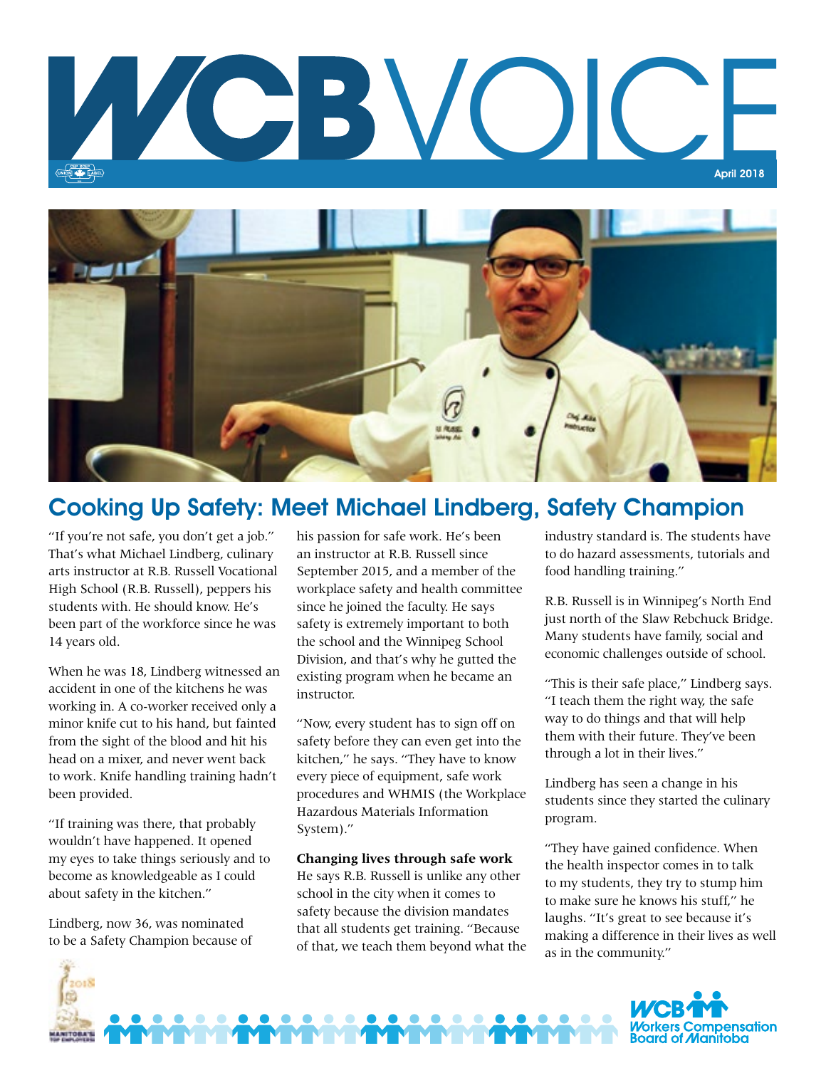# WCB VOICE

April 2018

## Cooking Up Safety: Meet Michael Lindberg, Safety Champion

"If you're not safe, you don't get a job." That's what Michael Lindberg, culinary arts instructor at R.B. Russell Vocational High School (R.B. Russell), peppers his students with. He should know. He's been part of the workforce since he was 14 years old.

When he was 18, Lindberg witnessed an accident in one of the kitchens he was working in. A co-worker received only a minor knife cut to his hand, but fainted from the sight of the blood and hit his head on a mixer, and never went back to work. Knife handling training hadn't been provided.

"If training was there, that probably wouldn't have happened. It opened my eyes to take things seriously and to become as knowledgeable as I could about safety in the kitchen."

Lindberg, now 36, was nominated to be a Safety Champion because of his passion for safe work. He's been an instructor at R.B. Russell since September 2015, and a member of the workplace safety and health committee since he joined the faculty. He says safety is extremely important to both the school and the Winnipeg School Division, and that's why he gutted the existing program when he became an instructor.

"Now, every student has to sign off on safety before they can even get into the kitchen," he says. "They have to know every piece of equipment, safe work procedures and WHMIS (the Workplace Hazardous Materials Information System)."

**Changing lives through safe work**

He says R.B. Russell is unlike any other school in the city when it comes to safety because the division mandates that all students get training. "Because of that, we teach them beyond what the industry standard is. The students have to do hazard assessments, tutorials and food handling training."

R.B. Russell is in Winnipeg's North End just north of the Slaw Rebchuck Bridge. Many students have family, social and economic challenges outside of school.

"This is their safe place," Lindberg says. "I teach them the right way, the safe way to do things and that will help them with their future. They've been through a lot in their lives."

Lindberg has seen a change in his students since they started the culinary program.

"They have gained confidence. When the health inspector comes in to talk to my students, they try to stump him to make sure he knows his stuff," he laughs. "It's great to see because it's making a difference in their lives as well as in the community."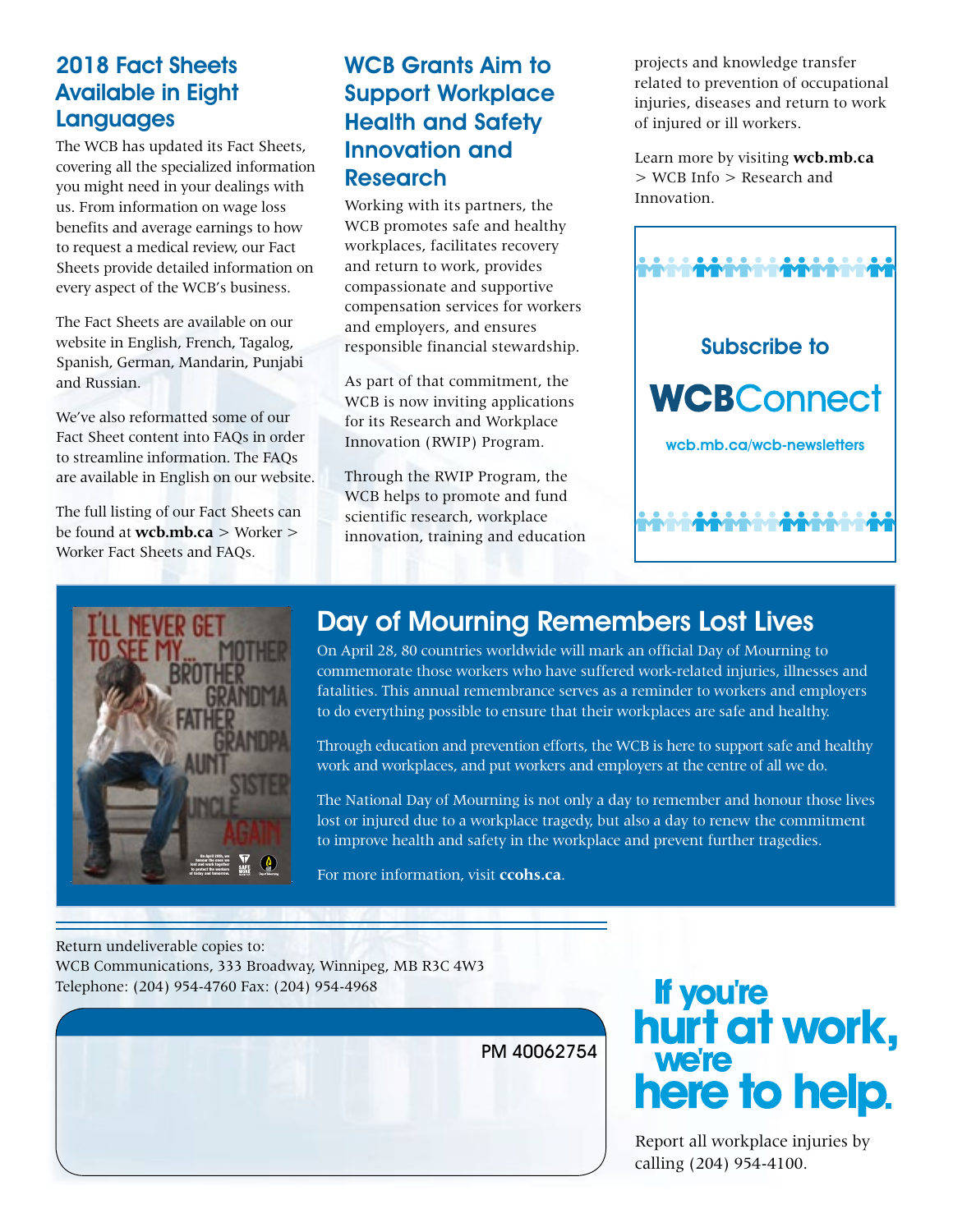## 2018 Fact Sheets Available in Eight Languages

The WCB has updated its Fact Sheets, covering all the specialized information you might need in your dealings with us. From information on wage loss benefits and average earnings to how to request a medical review, our Fact Sheets provide detailed information on every aspect of the WCB's business.

The Fact Sheets are available on our website in English, French, Tagalog, Spanish, German, Mandarin, Punjabi and Russian.

We've also reformatted some of our Fact Sheet content into FAQs in order to streamline information. The FAQs are available in English on our website.

The full listing of our Fact Sheets can be found at **wcb.mb.ca** > Worker > Worker Fact Sheets and FAQs.

## WCB Grants Aim to Support Workplace Health and Safety Innovation and Research

Working with its partners, the WCB promotes safe and healthy workplaces, facilitates recovery and return to work, provides compassionate and supportive compensation services for workers and employers, and ensures responsible financial stewardship.

As part of that commitment, the WCB is now inviting applications for its Research and Workplace Innovation (RWIP) Program.

Through the RWIP Program, the WCB helps to promote and fund scientific research, workplace innovation, training and education projects and knowledge transfer related to prevention of occupational injuries, diseases and return to work of injured or ill workers.

Learn more by visiting **wcb.mb.ca** > WCB Info > Research and Innovation.

Subscribe to

**WCB**Connect

wcb.mb.ca/wcb-newsletters

## Day of Mourning Remembers Lost Lives

On April 28, 80 countries worldwide will mark an official Day of Mourning to commemorate those workers who have suffered work-related injuries, illnesses and fatalities. This annual remembrance serves as a reminder to workers and employers to do everything possible to ensure that their workplaces are safe and healthy.

Through education and prevention efforts, the WCB is here to support safe and healthy work and workplaces, and put workers and employers at the centre of all we do.

The National Day of Mourning is not only a day to remember and honour those lives lost or injured due to a workplace tragedy, but also a day to renew the commitment to improve health and safety in the workplace and prevent further tragedies.

For more information, visit **ccohs.ca**.

Return undeliverable copies to:
WCB Communications, 333 Broadway, Winnipeg, MB R3C 4W3
Telephone: (204) 954-4760 Fax: (204) 954-4968

PM 40062754

**If you're hurt at work, we're here to help.**

Report all workplace injuries by calling (204) 954-4100.